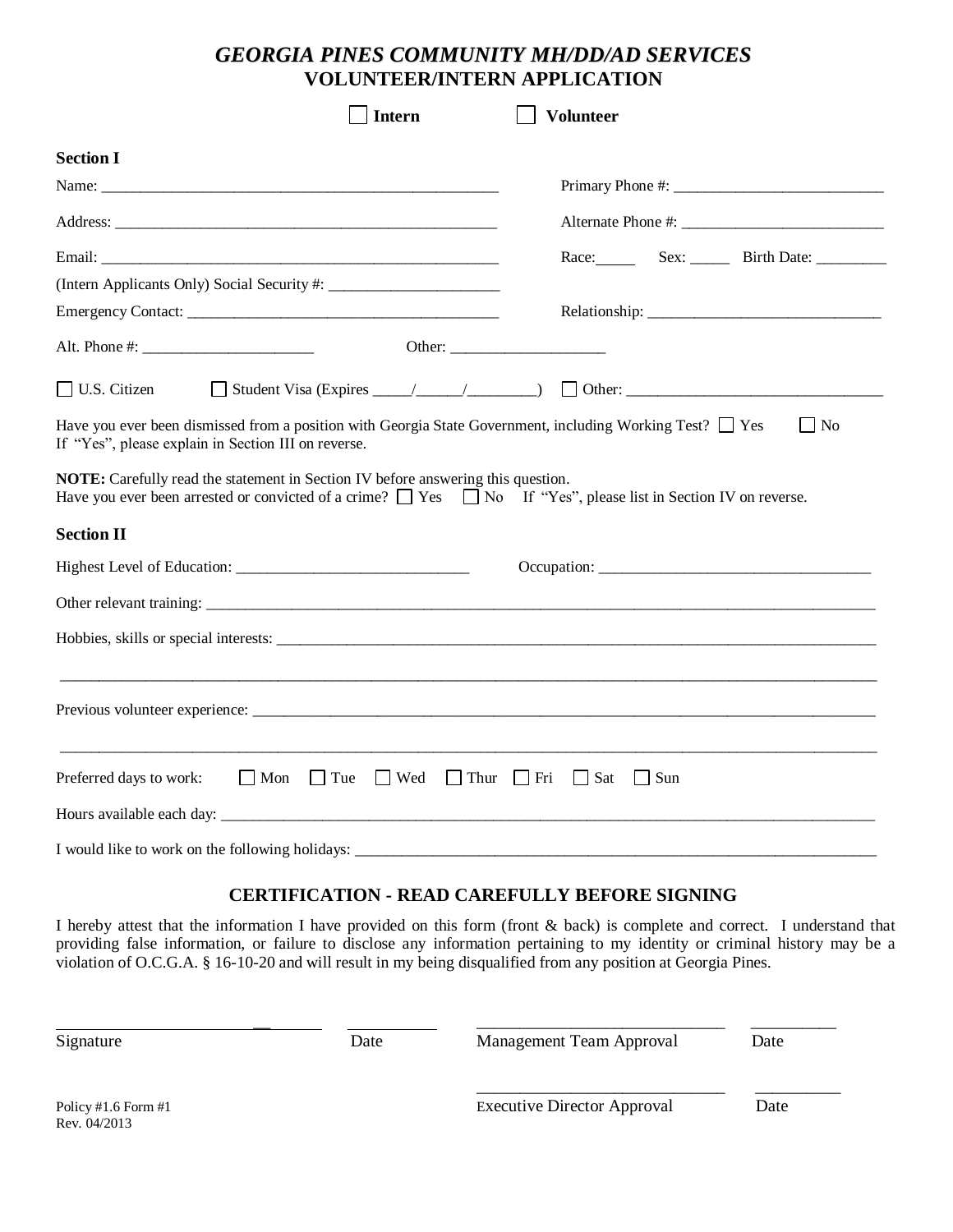# *GEORGIA PINES COMMUNITY MH/DD/AD SERVICES*
## VOLUNTEER/INTERN APPLICATION

☐ **Intern** ☐ **Volunteer**

**Section I**

Name: ______________________________________________ Primary Phone #: ________________________

Address: ____________________________________________ Alternate Phone #: ________________________

Email: ______________________________________________ Race:_____ Sex: _____ Birth Date: _________

(Intern Applicants Only) Social Security #: _____________________

Emergency Contact: _____________________________________ Relationship: ____________________________

Alt. Phone #: _____________________ Other: ___________________

☐ U.S. Citizen ☐ Student Visa (Expires _____/______/________) ☐ Other: ________________________________

Have you ever been dismissed from a position with Georgia State Government, including Working Test? ☐ Yes ☐ No
If "Yes", please explain in Section III on reverse.

**NOTE:** Carefully read the statement in Section IV before answering this question.
Have you ever been arrested or convicted of a crime? ☐ Yes ☐ No If "Yes", please list in Section IV on reverse.

**Section II**

Highest Level of Education: _____________________________ Occupation: __________________________________

Other relevant training: ______________________________________________________________________________

Hobbies, skills or special interests: _____________________________________________________________________

_______________________________________________________________________________________________

Previous volunteer experience: _________________________________________________________________________

_______________________________________________________________________________________________

Preferred days to work: ☐ Mon ☐ Tue ☐ Wed ☐ Thur ☐ Fri ☐ Sat ☐ Sun

Hours available each day: _____________________________________________________________________________

I would like to work on the following holidays: ____________________________________________________________

### CERTIFICATION - READ CAREFULLY BEFORE SIGNING

I hereby attest that the information I have provided on this form (front & back) is complete and correct. I understand that providing false information, or failure to disclose any information pertaining to my identity or criminal history may be a violation of O.C.G.A. § 16-10-20 and will result in my being disqualified from any position at Georgia Pines.

_________________________ __________ _____________________________ __________
Signature Date Management Team Approval Date

_____________________________ __________
Executive Director Approval Date

Policy #1.6 Form #1
Rev. 04/2013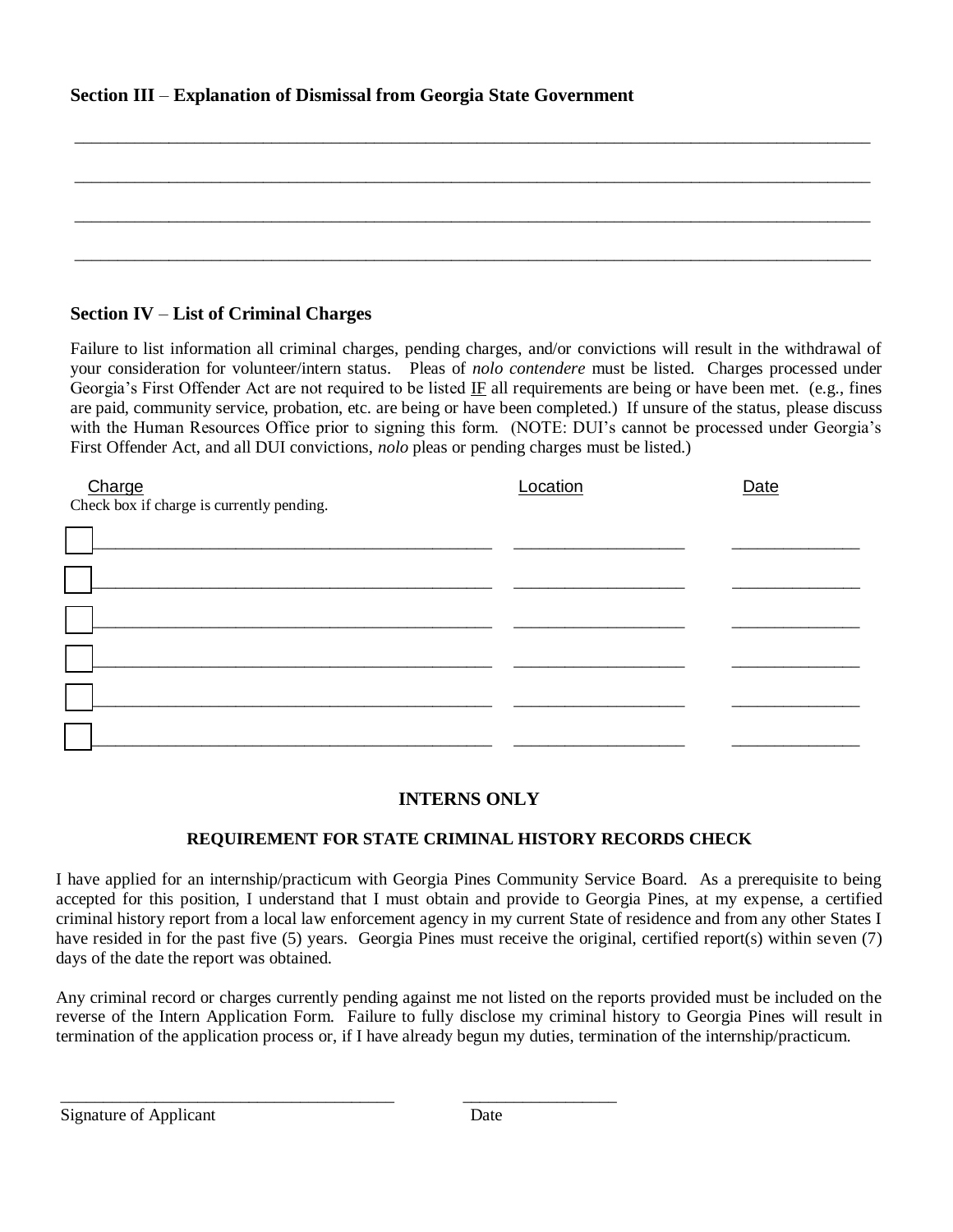**Section III** – **Explanation of Dismissal from Georgia State Government**

\_\_\_\_\_\_\_\_\_\_\_\_\_\_\_\_\_\_\_\_\_\_\_\_\_\_\_\_\_\_\_\_\_\_\_\_\_\_\_\_\_\_\_\_\_\_\_\_\_\_\_\_\_\_\_\_\_\_\_\_\_\_\_\_\_\_\_\_\_\_\_\_\_\_\_\_\_\_\_\_\_\_\_\_

\_\_\_\_\_\_\_\_\_\_\_\_\_\_\_\_\_\_\_\_\_\_\_\_\_\_\_\_\_\_\_\_\_\_\_\_\_\_\_\_\_\_\_\_\_\_\_\_\_\_\_\_\_\_\_\_\_\_\_\_\_\_\_\_\_\_\_\_\_\_\_\_\_\_\_\_\_\_\_\_\_\_\_\_

\_\_\_\_\_\_\_\_\_\_\_\_\_\_\_\_\_\_\_\_\_\_\_\_\_\_\_\_\_\_\_\_\_\_\_\_\_\_\_\_\_\_\_\_\_\_\_\_\_\_\_\_\_\_\_\_\_\_\_\_\_\_\_\_\_\_\_\_\_\_\_\_\_\_\_\_\_\_\_\_\_\_\_\_

\_\_\_\_\_\_\_\_\_\_\_\_\_\_\_\_\_\_\_\_\_\_\_\_\_\_\_\_\_\_\_\_\_\_\_\_\_\_\_\_\_\_\_\_\_\_\_\_\_\_\_\_\_\_\_\_\_\_\_\_\_\_\_\_\_\_\_\_\_\_\_\_\_\_\_\_\_\_\_\_\_\_\_\_

**Section IV** – **List of Criminal Charges**

Failure to list information all criminal charges, pending charges, and/or convictions will result in the withdrawal of your consideration for volunteer/intern status. Pleas of *nolo contendere* must be listed. Charges processed under Georgia's First Offender Act are not required to be listed IF all requirements are being or have been met. (e.g., fines are paid, community service, probation, etc. are being or have been completed.) If unsure of the status, please discuss with the Human Resources Office prior to signing this form. (NOTE: DUI's cannot be processed under Georgia's First Offender Act, and all DUI convictions, *nolo* pleas or pending charges must be listed.)

| Charge<br>Check box if charge is currently pending. | Location | Date |
|---|---|---|
| ☐ | | |
| ☐ | | |
| ☐ | | |
| ☐ | | |
| ☐ | | |
| ☐ | | |

## INTERNS ONLY

### REQUIREMENT FOR STATE CRIMINAL HISTORY RECORDS CHECK

I have applied for an internship/practicum with Georgia Pines Community Service Board. As a prerequisite to being accepted for this position, I understand that I must obtain and provide to Georgia Pines, at my expense, a certified criminal history report from a local law enforcement agency in my current State of residence and from any other States I have resided in for the past five (5) years. Georgia Pines must receive the original, certified report(s) within seven (7) days of the date the report was obtained.

Any criminal record or charges currently pending against me not listed on the reports provided must be included on the reverse of the Intern Application Form. Failure to fully disclose my criminal history to Georgia Pines will result in termination of the application process or, if I have already begun my duties, termination of the internship/practicum.

\_\_\_\_\_\_\_\_\_\_\_\_\_\_\_\_\_\_\_\_\_\_\_\_\_\_\_\_\_\_\_\_\_\_\_\_\_\_\_\_ \_\_\_\_\_\_\_\_\_\_\_\_\_\_\_\_\_\_

Signature of Applicant Date